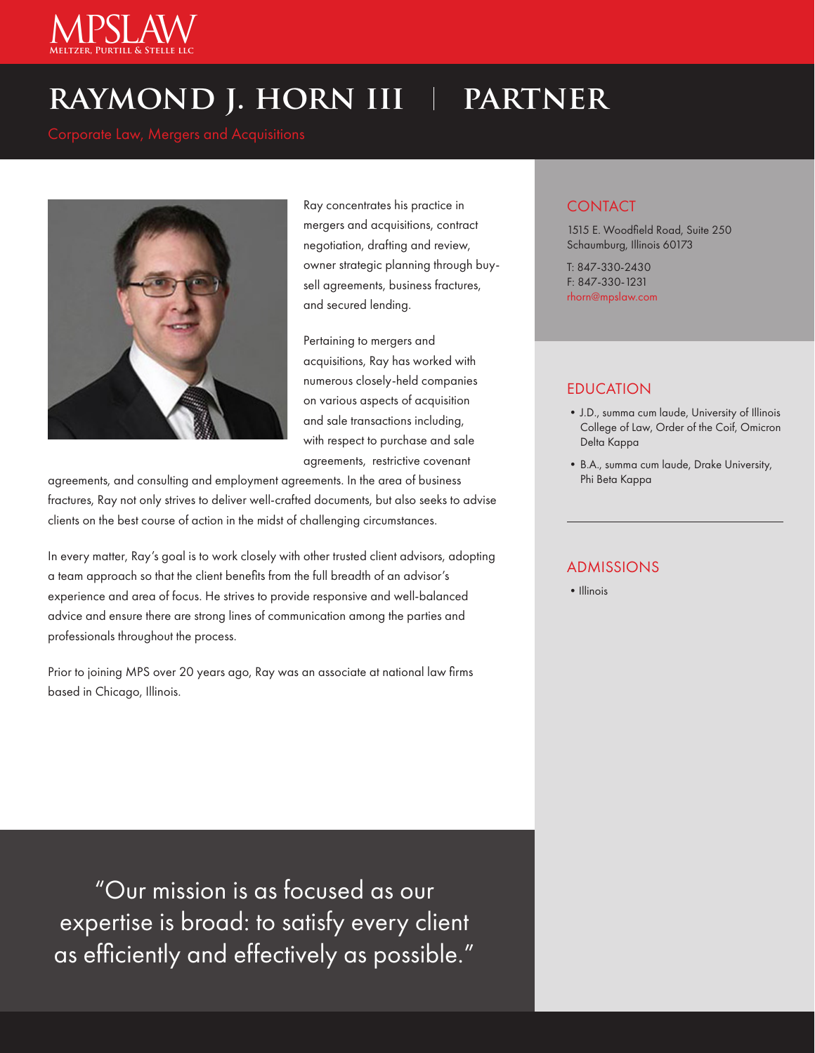MPSLAW

Meltzer, Purtill & Stelle LLC

# RAYMOND J. HORN III | PARTNER

Corporate Law, Mergers and Acquisitions

Ray concentrates his practice in mergers and acquisitions, contract negotiation, drafting and review, owner strategic planning through buy-sell agreements, business fractures, and secured lending.

Pertaining to mergers and acquisitions, Ray has worked with numerous closely-held companies on various aspects of acquisition and sale transactions including, with respect to purchase and sale agreements, restrictive covenant agreements, and consulting and employment agreements. In the area of business fractures, Ray not only strives to deliver well-crafted documents, but also seeks to advise clients on the best course of action in the midst of challenging circumstances.

In every matter, Ray's goal is to work closely with other trusted client advisors, adopting a team approach so that the client benefits from the full breadth of an advisor's experience and area of focus. He strives to provide responsive and well-balanced advice and ensure there are strong lines of communication among the parties and professionals throughout the process.

Prior to joining MPS over 20 years ago, Ray was an associate at national law firms based in Chicago, Illinois.

"Our mission is as focused as our expertise is broad: to satisfy every client as efficiently and effectively as possible."

## CONTACT

1515 E. Woodfield Road, Suite 250
Schaumburg, Illinois 60173

T: 847-330-2430
F: 847-330-1231
rhorn@mpslaw.com

## EDUCATION

- J.D., summa cum laude, University of Illinois College of Law, Order of the Coif, Omicron Delta Kappa
- B.A., summa cum laude, Drake University, Phi Beta Kappa

## ADMISSIONS

- Illinois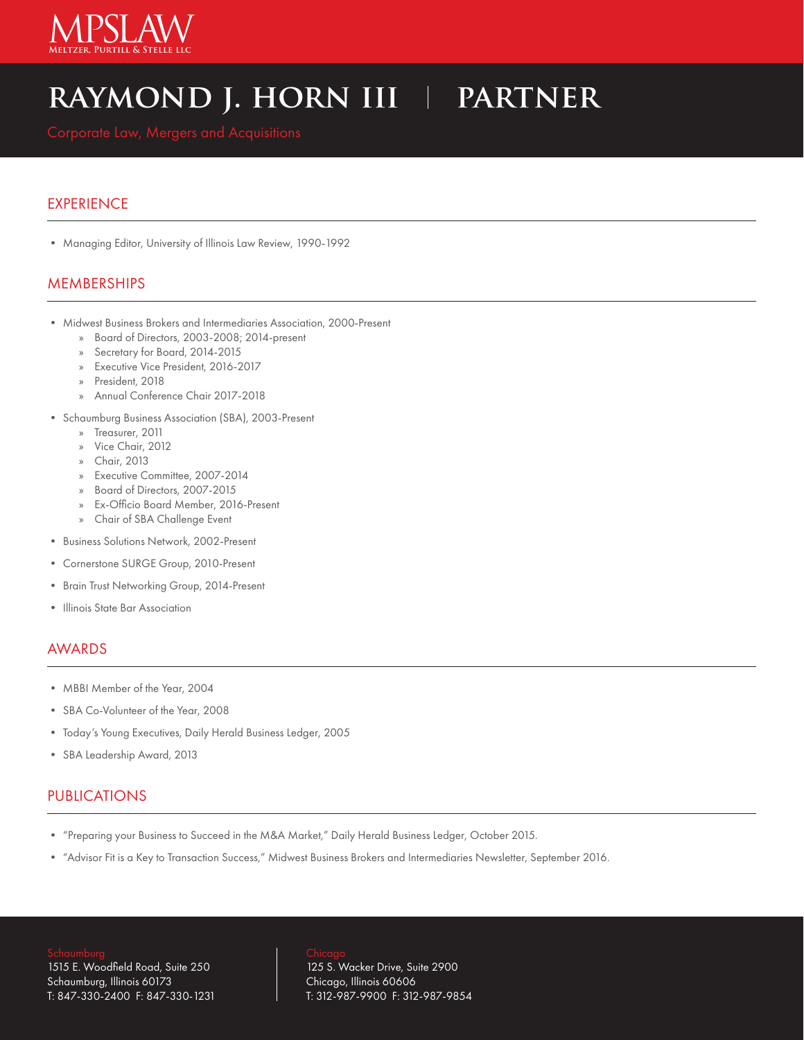MPSLAW
Meltzer, Purtill & Stelle LLC

# RAYMOND J. HORN III | PARTNER

Corporate Law, Mergers and Acquisitions

## EXPERIENCE

- Managing Editor, University of Illinois Law Review, 1990-1992

## MEMBERSHIPS

- Midwest Business Brokers and Intermediaries Association, 2000-Present
  - Board of Directors, 2003-2008; 2014-present
  - Secretary for Board, 2014-2015
  - Executive Vice President, 2016-2017
  - President, 2018
  - Annual Conference Chair 2017-2018
- Schaumburg Business Association (SBA), 2003-Present
  - Treasurer, 2011
  - Vice Chair, 2012
  - Chair, 2013
  - Executive Committee, 2007-2014
  - Board of Directors, 2007-2015
  - Ex-Officio Board Member, 2016-Present
  - Chair of SBA Challenge Event
- Business Solutions Network, 2002-Present
- Cornerstone SURGE Group, 2010-Present
- Brain Trust Networking Group, 2014-Present
- Illinois State Bar Association

## AWARDS

- MBBI Member of the Year, 2004
- SBA Co-Volunteer of the Year, 2008
- Today's Young Executives, Daily Herald Business Ledger, 2005
- SBA Leadership Award, 2013

## PUBLICATIONS

- "Preparing your Business to Succeed in the M&A Market," Daily Herald Business Ledger, October 2015.
- "Advisor Fit is a Key to Transaction Success," Midwest Business Brokers and Intermediaries Newsletter, September 2016.

Schaumburg
1515 E. Woodfield Road, Suite 250
Schaumburg, Illinois 60173
T: 847-330-2400 F: 847-330-1231

Chicago
125 S. Wacker Drive, Suite 2900
Chicago, Illinois 60606
T: 312-987-9900 F: 312-987-9854